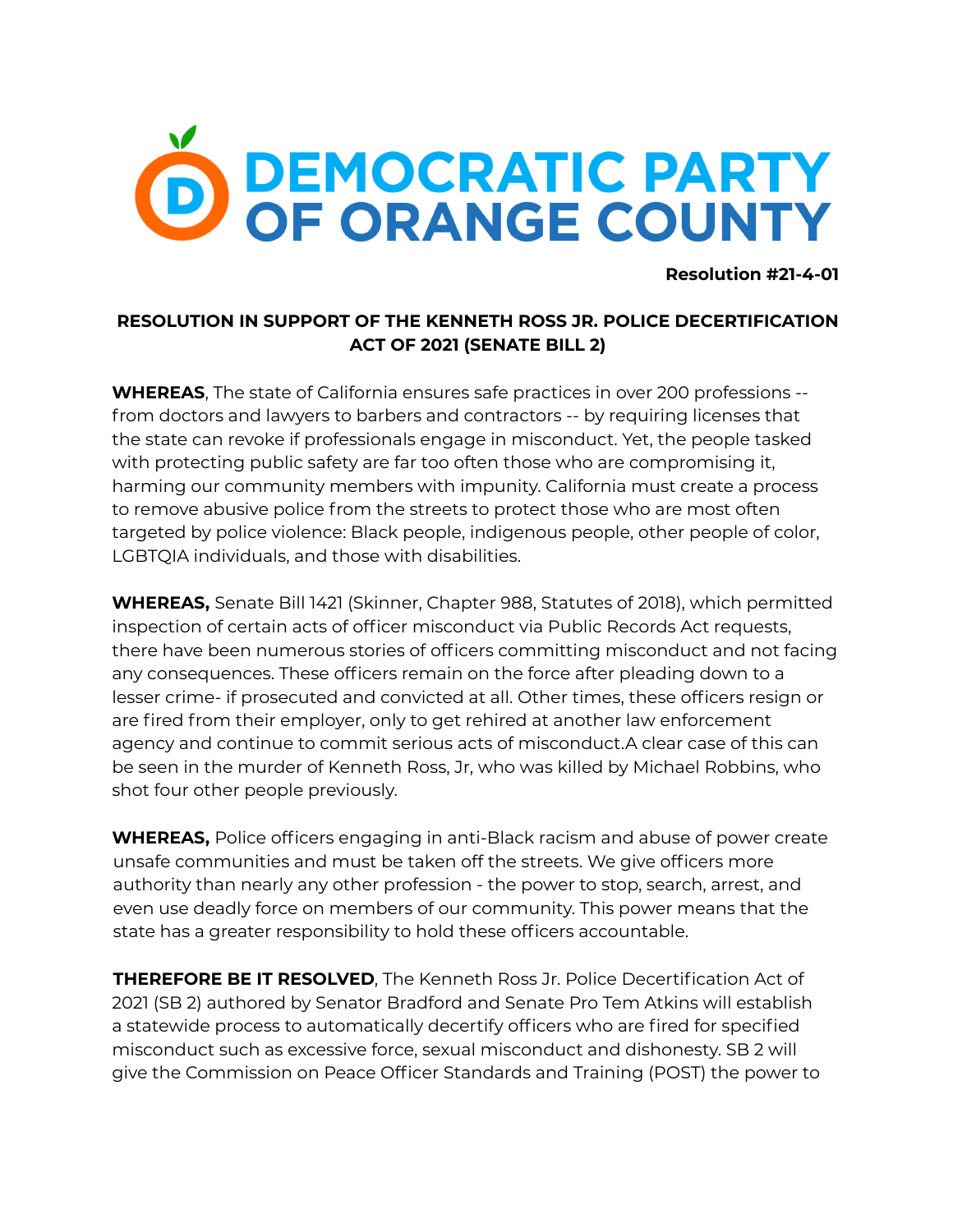DEMOCRATIC PARTY OF ORANGE COUNTY

**Resolution #21-4-01**

## RESOLUTION IN SUPPORT OF THE KENNETH ROSS JR. POLICE DECERTIFICATION ACT OF 2021 (SENATE BILL 2)

**WHEREAS**, The state of California ensures safe practices in over 200 professions -- from doctors and lawyers to barbers and contractors -- by requiring licenses that the state can revoke if professionals engage in misconduct. Yet, the people tasked with protecting public safety are far too often those who are compromising it, harming our community members with impunity. California must create a process to remove abusive police from the streets to protect those who are most often targeted by police violence: Black people, indigenous people, other people of color, LGBTQIA individuals, and those with disabilities.

**WHEREAS,** Senate Bill 1421 (Skinner, Chapter 988, Statutes of 2018), which permitted inspection of certain acts of officer misconduct via Public Records Act requests, there have been numerous stories of officers committing misconduct and not facing any consequences. These officers remain on the force after pleading down to a lesser crime- if prosecuted and convicted at all. Other times, these officers resign or are fired from their employer, only to get rehired at another law enforcement agency and continue to commit serious acts of misconduct.A clear case of this can be seen in the murder of Kenneth Ross, Jr, who was killed by Michael Robbins, who shot four other people previously.

**WHEREAS,** Police officers engaging in anti-Black racism and abuse of power create unsafe communities and must be taken off the streets. We give officers more authority than nearly any other profession - the power to stop, search, arrest, and even use deadly force on members of our community. This power means that the state has a greater responsibility to hold these officers accountable.

**THEREFORE BE IT RESOLVED**, The Kenneth Ross Jr. Police Decertification Act of 2021 (SB 2) authored by Senator Bradford and Senate Pro Tem Atkins will establish a statewide process to automatically decertify officers who are fired for specified misconduct such as excessive force, sexual misconduct and dishonesty. SB 2 will give the Commission on Peace Officer Standards and Training (POST) the power to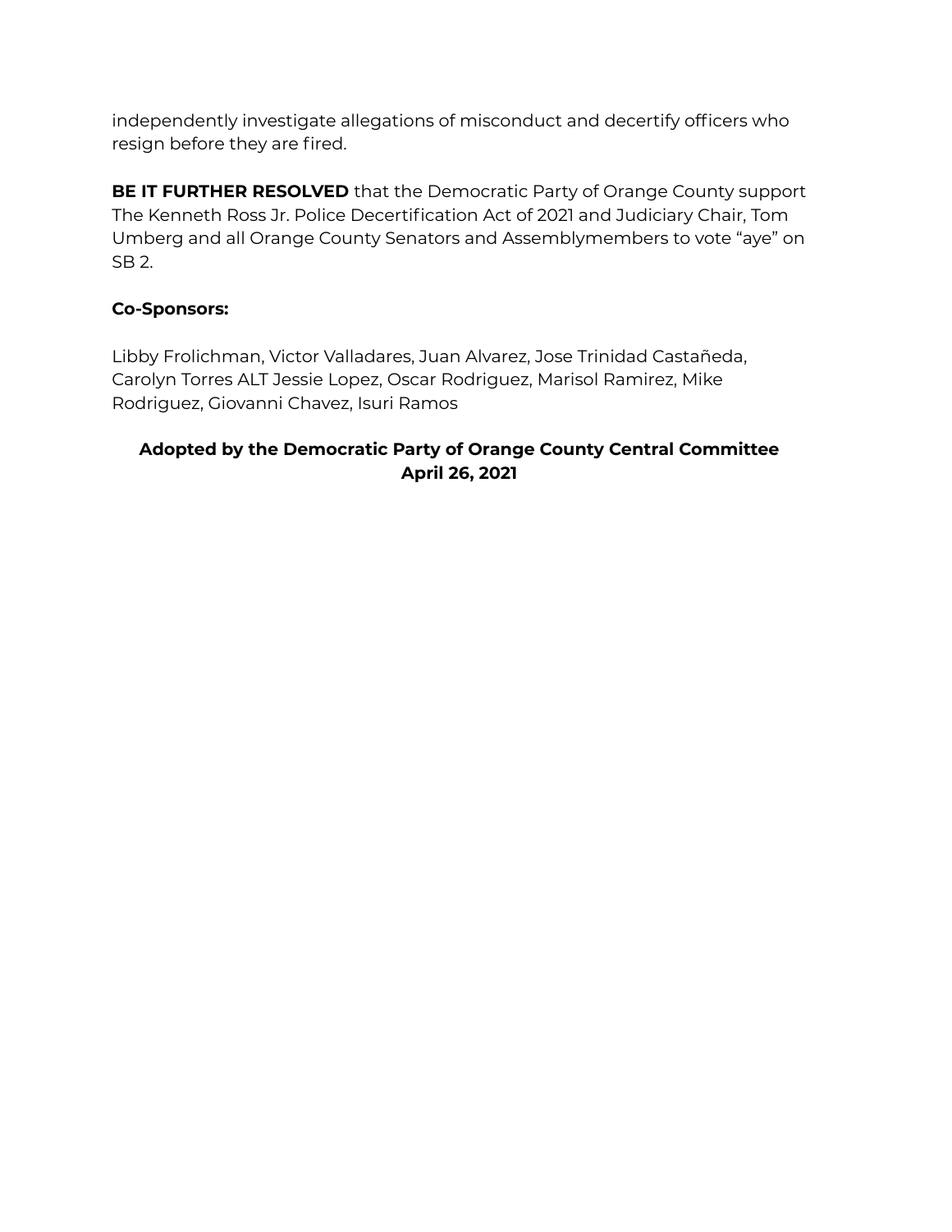independently investigate allegations of misconduct and decertify officers who resign before they are fired.

**BE IT FURTHER RESOLVED** that the Democratic Party of Orange County support The Kenneth Ross Jr. Police Decertification Act of 2021 and Judiciary Chair, Tom Umberg and all Orange County Senators and Assemblymembers to vote “aye” on SB 2.

**Co-Sponsors:**

Libby Frolichman, Victor Valladares, Juan Alvarez, Jose Trinidad Castañeda, Carolyn Torres ALT Jessie Lopez, Oscar Rodriguez, Marisol Ramirez, Mike Rodriguez, Giovanni Chavez, Isuri Ramos

**Adopted by the Democratic Party of Orange County Central Committee**
**April 26, 2021**